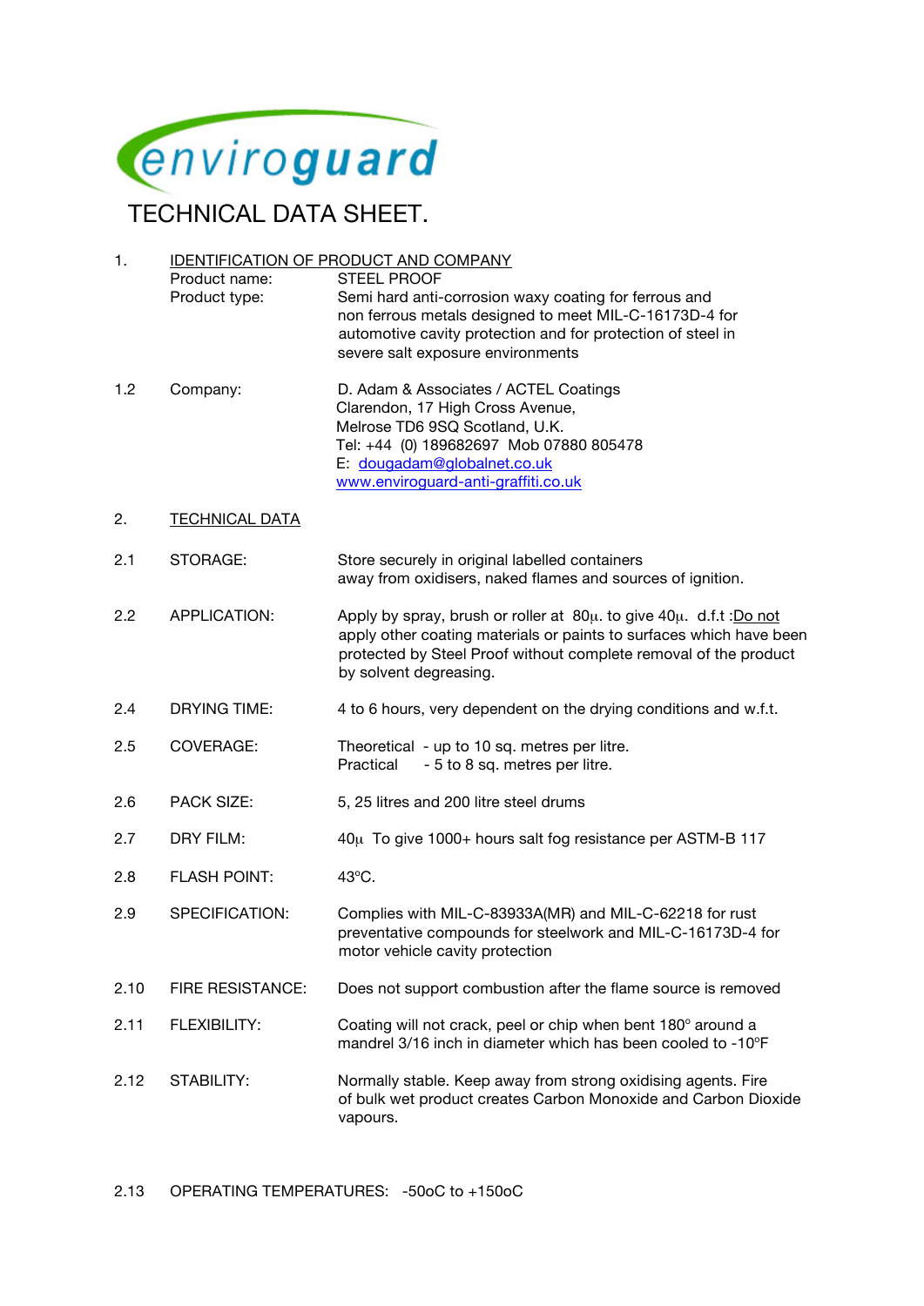enviroguard

# TECHNICAL DATA SHEET.

1. <u>IDENTIFICATION OF PRODUCT AND COMPANY</u>

| | | |
|---|---|---|
| | Product name: | STEEL PROOF |
| | Product type: | Semi hard anti-corrosion waxy coating for ferrous and non ferrous metals designed to meet MIL-C-16173D-4 for automotive cavity protection and for protection of steel in severe salt exposure environments |
| 1.2 | Company: | D. Adam & Associates / ACTEL Coatings<br>Clarendon, 17 High Cross Avenue,<br>Melrose TD6 9SQ Scotland, U.K.<br>Tel: +44 (0) 189682697 Mob 07880 805478<br>E: dougadam@globalnet.co.uk<br>www.enviroguard-anti-graffiti.co.uk |

2. <u>TECHNICAL DATA</u>

| | | |
|---|---|---|
| 2.1 | STORAGE: | Store securely in original labelled containers away from oxidisers, naked flames and sources of ignition. |
| 2.2 | APPLICATION: | Apply by spray, brush or roller at 80µ. to give 40µ. d.f.t :<u>Do not</u> apply other coating materials or paints to surfaces which have been protected by Steel Proof without complete removal of the product by solvent degreasing. |
| 2.4 | DRYING TIME: | 4 to 6 hours, very dependent on the drying conditions and w.f.t. |
| 2.5 | COVERAGE: | Theoretical - up to 10 sq. metres per litre.<br>Practical - 5 to 8 sq. metres per litre. |
| 2.6 | PACK SIZE: | 5, 25 litres and 200 litre steel drums |
| 2.7 | DRY FILM: | 40µ To give 1000+ hours salt fog resistance per ASTM-B 117 |
| 2.8 | FLASH POINT: | 43°C. |
| 2.9 | SPECIFICATION: | Complies with MIL-C-83933A(MR) and MIL-C-62218 for rust preventative compounds for steelwork and MIL-C-16173D-4 for motor vehicle cavity protection |
| 2.10 | FIRE RESISTANCE: | Does not support combustion after the flame source is removed |
| 2.11 | FLEXIBILITY: | Coating will not crack, peel or chip when bent 180° around a mandrel 3/16 inch in diameter which has been cooled to -10°F |
| 2.12 | STABILITY: | Normally stable. Keep away from strong oxidising agents. Fire of bulk wet product creates Carbon Monoxide and Carbon Dioxide vapours. |

2.13 OPERATING TEMPERATURES: -50oC to +150oC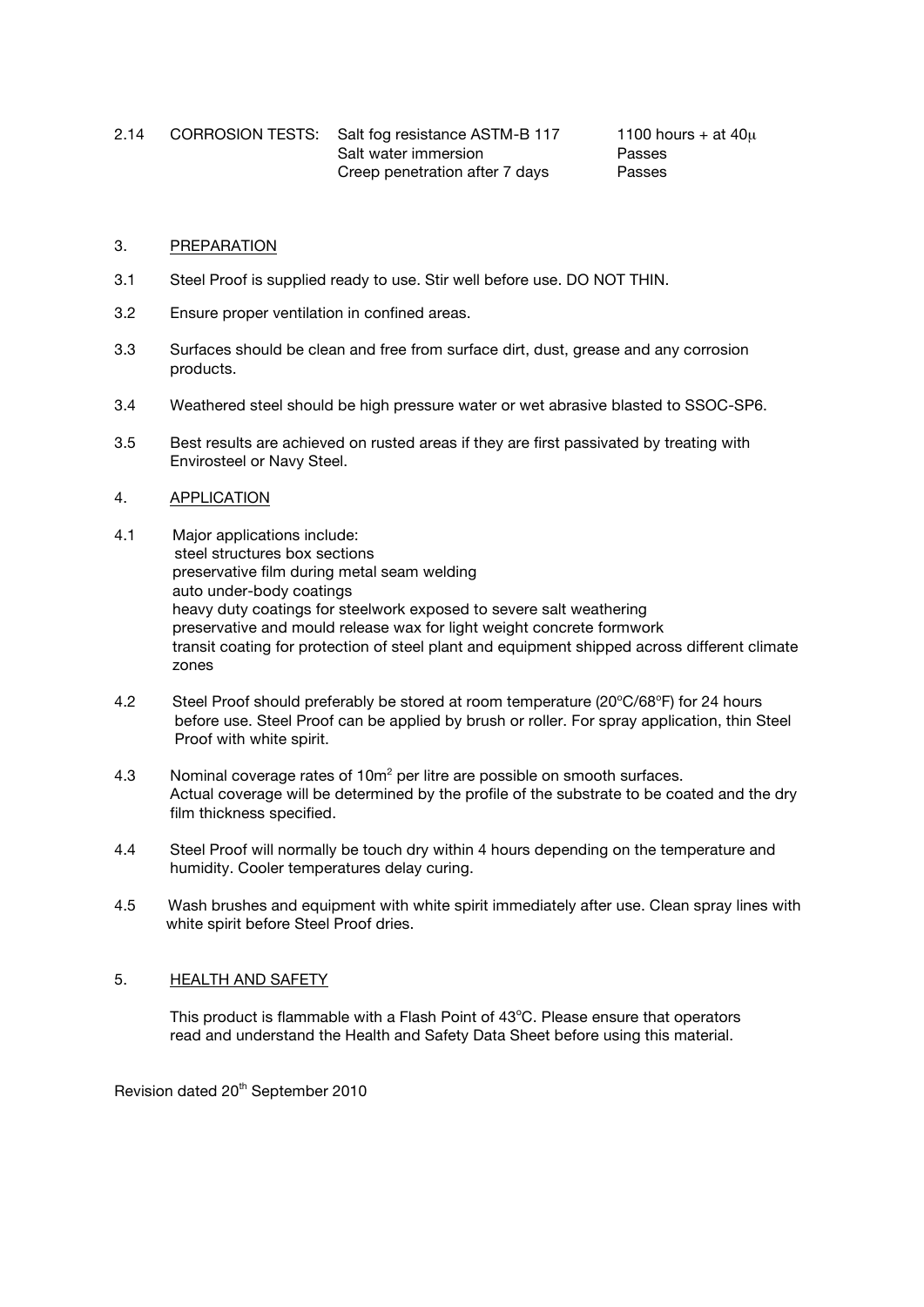2.14 CORROSION TESTS:

| | | |
|---|---|---|
| Salt fog resistance ASTM-B 117 | 1100 hours + at 40μ |
| Salt water immersion | Passes |
| Creep penetration after 7 days | Passes |

## 3. PREPARATION

3.1 Steel Proof is supplied ready to use. Stir well before use. DO NOT THIN.

3.2 Ensure proper ventilation in confined areas.

3.3 Surfaces should be clean and free from surface dirt, dust, grease and any corrosion products.

3.4 Weathered steel should be high pressure water or wet abrasive blasted to SSOC-SP6.

3.5 Best results are achieved on rusted areas if they are first passivated by treating with Envirosteel or Navy Steel.

## 4. APPLICATION

4.1 Major applications include:
- steel structures box sections
- preservative film during metal seam welding
- auto under-body coatings
- heavy duty coatings for steelwork exposed to severe salt weathering
- preservative and mould release wax for light weight concrete formwork
- transit coating for protection of steel plant and equipment shipped across different climate zones

4.2 Steel Proof should preferably be stored at room temperature (20°C/68°F) for 24 hours before use. Steel Proof can be applied by brush or roller. For spray application, thin Steel Proof with white spirit.

4.3 Nominal coverage rates of 10m$^2$ per litre are possible on smooth surfaces. Actual coverage will be determined by the profile of the substrate to be coated and the dry film thickness specified.

4.4 Steel Proof will normally be touch dry within 4 hours depending on the temperature and humidity. Cooler temperatures delay curing.

4.5 Wash brushes and equipment with white spirit immediately after use. Clean spray lines with white spirit before Steel Proof dries.

## 5. HEALTH AND SAFETY

This product is flammable with a Flash Point of 43°C. Please ensure that operators read and understand the Health and Safety Data Sheet before using this material.

Revision dated 20th September 2010